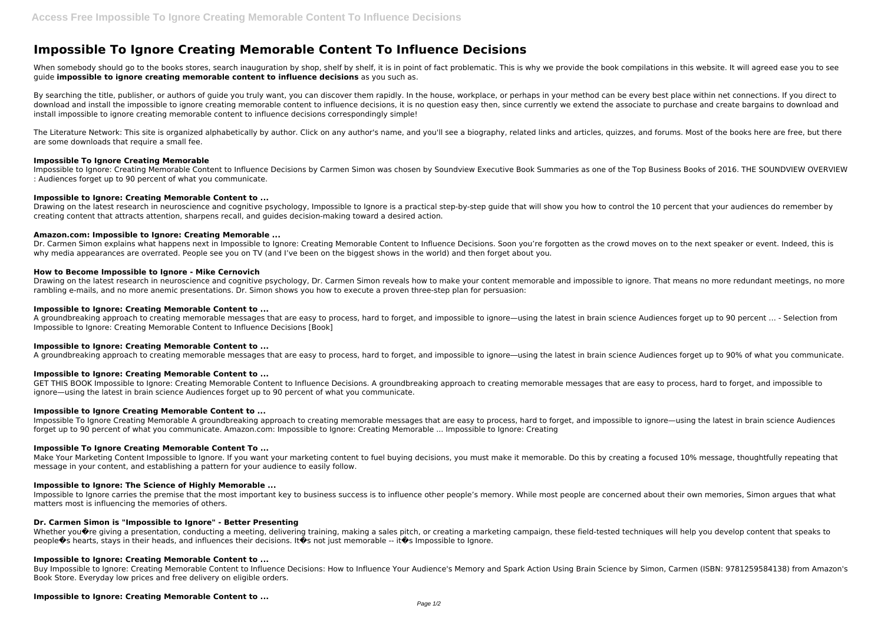# Impossible To Ignore Creating Memorable Content To Influence Decisions

When somebody should go to the books stores, search inauguration by shop, shelf by shelf, it is in point of fact problematic. This is why we provide the book compilations in this website. It will agreed ease you to see guide **impossible to ignore creating memorable content to influence decisions** as you such as.

By searching the title, publisher, or authors of guide you truly want, you can discover them rapidly. In the house, workplace, or perhaps in your method can be every best place within net connections. If you direct to download and install the impossible to ignore creating memorable content to influence decisions, it is no question easy then, since currently we extend the associate to purchase and create bargains to download and install impossible to ignore creating memorable content to influence decisions correspondingly simple!

The Literature Network: This site is organized alphabetically by author. Click on any author's name, and you'll see a biography, related links and articles, quizzes, and forums. Most of the books here are free, but there are some downloads that require a small fee.

### Impossible To Ignore Creating Memorable

Impossible to Ignore: Creating Memorable Content to Influence Decisions by Carmen Simon was chosen by Soundview Executive Book Summaries as one of the Top Business Books of 2016. THE SOUNDVIEW OVERVIEW : Audiences forget up to 90 percent of what you communicate.

### Impossible to Ignore: Creating Memorable Content to ...

Drawing on the latest research in neuroscience and cognitive psychology, Impossible to Ignore is a practical step-by-step guide that will show you how to control the 10 percent that your audiences do remember by creating content that attracts attention, sharpens recall, and guides decision-making toward a desired action.

### Amazon.com: Impossible to Ignore: Creating Memorable ...

Dr. Carmen Simon explains what happens next in Impossible to Ignore: Creating Memorable Content to Influence Decisions. Soon you're forgotten as the crowd moves on to the next speaker or event. Indeed, this is why media appearances are overrated. People see you on TV (and I've been on the biggest shows in the world) and then forget about you.

### How to Become Impossible to Ignore - Mike Cernovich

Drawing on the latest research in neuroscience and cognitive psychology, Dr. Carmen Simon reveals how to make your content memorable and impossible to ignore. That means no more redundant meetings, no more rambling e-mails, and no more anemic presentations. Dr. Simon shows you how to execute a proven three-step plan for persuasion:

### Impossible to Ignore: Creating Memorable Content to ...

A groundbreaking approach to creating memorable messages that are easy to process, hard to forget, and impossible to ignore—using the latest in brain science Audiences forget up to 90 percent … - Selection from Impossible to Ignore: Creating Memorable Content to Influence Decisions [Book]

### Impossible to Ignore: Creating Memorable Content to ...

A groundbreaking approach to creating memorable messages that are easy to process, hard to forget, and impossible to ignore—using the latest in brain science Audiences forget up to 90% of what you communicate.

### Impossible to Ignore: Creating Memorable Content to ...

GET THIS BOOK Impossible to Ignore: Creating Memorable Content to Influence Decisions. A groundbreaking approach to creating memorable messages that are easy to process, hard to forget, and impossible to ignore—using the latest in brain science Audiences forget up to 90 percent of what you communicate.

### Impossible to Ignore Creating Memorable Content to ...

Impossible To Ignore Creating Memorable A groundbreaking approach to creating memorable messages that are easy to process, hard to forget, and impossible to ignore—using the latest in brain science Audiences forget up to 90 percent of what you communicate. Amazon.com: Impossible to Ignore: Creating Memorable ... Impossible to Ignore: Creating

### Impossible To Ignore Creating Memorable Content To ...

Make Your Marketing Content Impossible to Ignore. If you want your marketing content to fuel buying decisions, you must make it memorable. Do this by creating a focused 10% message, thoughtfully repeating that message in your content, and establishing a pattern for your audience to easily follow.

### Impossible to Ignore: The Science of Highly Memorable ...

Impossible to Ignore carries the premise that the most important key to business success is to influence other people's memory. While most people are concerned about their own memories, Simon argues that what matters most is influencing the memories of others.

### Dr. Carmen Simon is "Impossible to Ignore" - Better Presenting

Whether you�re giving a presentation, conducting a meeting, delivering training, making a sales pitch, or creating a marketing campaign, these field-tested techniques will help you develop content that speaks to people�s hearts, stays in their heads, and influences their decisions. It�s not just memorable -- it�s Impossible to Ignore.

### Impossible to Ignore: Creating Memorable Content to ...

Buy Impossible to Ignore: Creating Memorable Content to Influence Decisions: How to Influence Your Audience's Memory and Spark Action Using Brain Science by Simon, Carmen (ISBN: 9781259584138) from Amazon's Book Store. Everyday low prices and free delivery on eligible orders.

### Impossible to Ignore: Creating Memorable Content to ...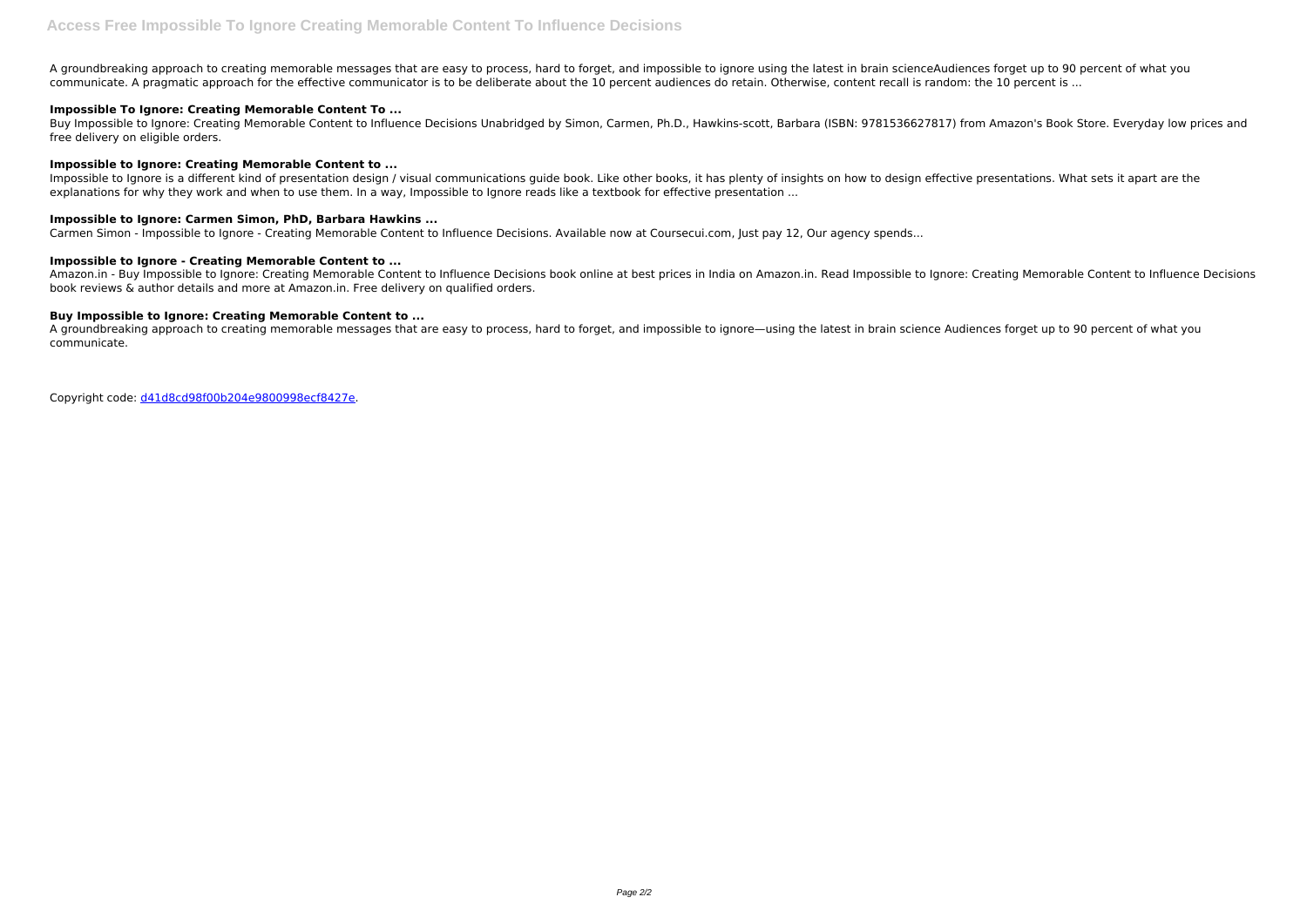A groundbreaking approach to creating memorable messages that are easy to process, hard to forget, and impossible to ignore using the latest in brain scienceAudiences forget up to 90 percent of what you communicate. A pragmatic approach for the effective communicator is to be deliberate about the 10 percent audiences do retain. Otherwise, content recall is random: the 10 percent is ...

### Impossible To Ignore: Creating Memorable Content To ...

Buy Impossible to Ignore: Creating Memorable Content to Influence Decisions Unabridged by Simon, Carmen, Ph.D., Hawkins-scott, Barbara (ISBN: 9781536627817) from Amazon's Book Store. Everyday low prices and free delivery on eligible orders.

### Impossible to Ignore: Creating Memorable Content to ...

Impossible to Ignore is a different kind of presentation design / visual communications guide book. Like other books, it has plenty of insights on how to design effective presentations. What sets it apart are the explanations for why they work and when to use them. In a way, Impossible to Ignore reads like a textbook for effective presentation ...

### Impossible to Ignore: Carmen Simon, PhD, Barbara Hawkins ...

Carmen Simon - Impossible to Ignore - Creating Memorable Content to Influence Decisions. Available now at Coursecui.com, Just pay 12, Our agency spends...

### Impossible to Ignore - Creating Memorable Content to ...

Amazon.in - Buy Impossible to Ignore: Creating Memorable Content to Influence Decisions book online at best prices in India on Amazon.in. Read Impossible to Ignore: Creating Memorable Content to Influence Decisions book reviews & author details and more at Amazon.in. Free delivery on qualified orders.

### Buy Impossible to Ignore: Creating Memorable Content to ...

A groundbreaking approach to creating memorable messages that are easy to process, hard to forget, and impossible to ignore—using the latest in brain science Audiences forget up to 90 percent of what you communicate.

Copyright code: d41d8cd98f00b204e9800998ecf8427e.